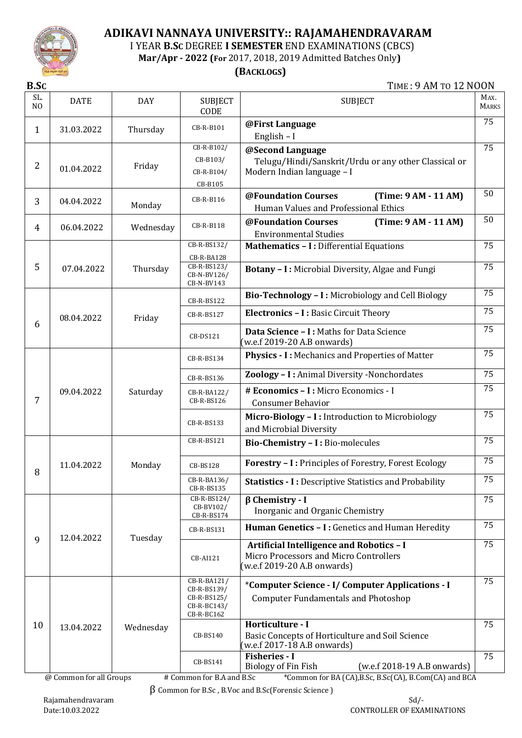# ADIKAVI NANNAYA UNIVERSITY:: RAJAMAHENDRAVARAM

I YEAR **B.Sc** DEGREE **I SEMESTER** END EXAMINATIONS (CBCS)

**Mar/Apr - 2022 (For** 2017, 2018, 2019 Admitted Batches Only**)**

**(BACKLOGS)**

**B.Sc** TIME : 9 AM TO 12 NOON

| SL. NO | DATE | DAY | SUBJECT CODE | SUBJECT | MAX. MARKS |
|---|---|---|---|---|---|
| 1 | 31.03.2022 | Thursday | CB-R-B101 | **@First Language** English – I | 75 |
| 2 | 01.04.2022 | Friday | CB-R-B102/ CB-B103/ CB-R-B104/ CB-B105 | **@Second Language** Telugu/Hindi/Sanskrit/Urdu or any other Classical or Modern Indian language – I | 75 |
| 3 | 04.04.2022 | Monday | CB-R-B116 | **@Foundation Courses (Time: 9 AM - 11 AM)** Human Values and Professional Ethics | 50 |
| 4 | 06.04.2022 | Wednesday | CB-R-B118 | **@Foundation Courses (Time: 9 AM - 11 AM)** Environmental Studies | 50 |
| 5 | 07.04.2022 | Thursday | CB-R-BS132/ CB-R-BA128 | **Mathematics – I :** Differential Equations | 75 |
| | | | CB-R-BS123/ CB-N-BV126/ CB-N-BV143 | **Botany – I :** Microbial Diversity, Algae and Fungi | 75 |
| 6 | 08.04.2022 | Friday | CB-R-BS122 | **Bio-Technology – I :** Microbiology and Cell Biology | 75 |
| | | | CB-R-BS127 | **Electronics – I :** Basic Circuit Theory | 75 |
| | | | CB-DS121 | **Data Science – I :** Maths for Data Science (w.e.f 2019-20 A.B onwards) | 75 |
| 7 | 09.04.2022 | Saturday | CB-R-BS134 | **Physics - I :** Mechanics and Properties of Matter | 75 |
| | | | CB-R-BS136 | **Zoology – I :** Animal Diversity -Nonchordates | 75 |
| | | | CB-R-BA122/ CB-R-BS126 | **# Economics – I :** Micro Economics - I Consumer Behavior | 75 |
| | | | CB-R-BS133 | **Micro-Biology – I :** Introduction to Microbiology and Microbial Diversity | 75 |
| 8 | 11.04.2022 | Monday | CB-R-BS121 | **Bio-Chemistry – I :** Bio-molecules | 75 |
| | | | CB-BS128 | **Forestry – I :** Principles of Forestry, Forest Ecology | 75 |
| | | | CB-R-BA136/ CB-R-BS135 | **Statistics - I :** Descriptive Statistics and Probability | 75 |
| 9 | 12.04.2022 | Tuesday | CB-R-BS124/ CB-BV102/ CB-R-BS174 | **β Chemistry - I** Inorganic and Organic Chemistry | 75 |
| | | | CB-R-BS131 | **Human Genetics – I :** Genetics and Human Heredity | 75 |
| | | | CB-AI121 | **Artificial Intelligence and Robotics – I** Micro Processors and Micro Controllers (w.e.f 2019-20 A.B onwards) | 75 |
| 10 | 13.04.2022 | Wednesday | CB-R-BA121/ CB-R-BS139/ CB-R-BS125/ CB-R-BC143/ CB-R-BC162 | ***Computer Science - I/ Computer Applications - I** Computer Fundamentals and Photoshop | 75 |
| | | | CB-BS140 | **Horticulture - I** Basic Concepts of Horticulture and Soil Science (w.e.f 2017-18 A.B onwards) | 75 |
| | | | CB-BS141 | **Fisheries - I** Biology of Fin Fish (w.e.f 2018-19 A.B onwards) | 75 |

@ Common for all Groups    # Common for B.A and B.Sc    *Common for BA (CA),B.Sc, B.Sc(CA), B.Com(CA) and BCA

β Common for B.Sc , B.Voc and B.Sc(Forensic Science )

Rajamahendravaram
Date:10.03.2022

Sd/-
CONTROLLER OF EXAMINATIONS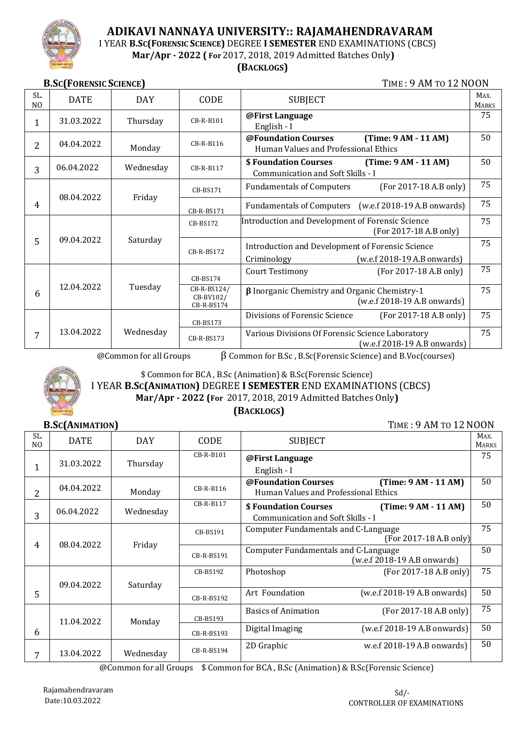# ADIKAVI NANNAYA UNIVERSITY:: RAJAMAHENDRAVARAM

I YEAR **B.SC(FORENSIC SCIENCE)** DEGREE **I SEMESTER** END EXAMINATIONS (CBCS)

**Mar/Apr - 2022 (** For 2017, 2018, 2019 Admitted Batches Only**)**

**(BACKLOGS)**

**B.SC(FORENSIC SCIENCE)** TIME : 9 AM TO 12 NOON

| SL. NO | DATE | DAY | CODE | SUBJECT | MAX. MARKS |
|---|---|---|---|---|---|
| 1 | 31.03.2022 | Thursday | CB-R-B101 | **@First Language** English - I | 75 |
| 2 | 04.04.2022 | Monday | CB-R-B116 | **@Foundation Courses (Time: 9 AM - 11 AM)** Human Values and Professional Ethics | 50 |
| 3 | 06.04.2022 | Wednesday | CB-R-B117 | **$ Foundation Courses (Time: 9 AM - 11 AM)** Communication and Soft Skills - I | 50 |
| 4 | 08.04.2022 | Friday | CB-BS171 | Fundamentals of Computers (For 2017-18 A.B only) | 75 |
| | | | CB-R-BS171 | Fundamentals of Computers (w.e.f 2018-19 A.B onwards) | 75 |
| 5 | 09.04.2022 | Saturday | CB-BS172 | Introduction and Development of Forensic Science (For 2017-18 A.B only) | 75 |
| | | | CB-R-BS172 | Introduction and Development of Forensic Science Criminology (w.e.f 2018-19 A.B onwards) | 75 |
| 6 | 12.04.2022 | Tuesday | CB-BS174 | Court Testimony (For 2017-18 A.B only) | 75 |
| | | | CB-R-BS124/ CB-BV102/ CB-R-BS174 | **β** Inorganic Chemistry and Organic Chemistry-1 (w.e.f 2018-19 A.B onwards) | 75 |
| 7 | 13.04.2022 | Wednesday | CB-BS173 | Divisions of Forensic Science (For 2017-18 A.B only) | 75 |
| | | | CB-R-BS173 | Various Divisions Of Forensic Science Laboratory (w.e.f 2018-19 A.B onwards) | 75 |

@Common for all Groups β Common for B.Sc , B.Sc(Forensic Science) and B.Voc(courses)

$ Common for BCA , B.Sc (Animation) & B.Sc(Forensic Science)

I YEAR **B.SC(ANIMATION)** DEGREE **I SEMESTER** END EXAMINATIONS (CBCS)

**Mar/Apr - 2022 (**For 2017, 2018, 2019 Admitted Batches Only**)**

**(BACKLOGS)**

**B.SC(ANIMATION)** TIME : 9 AM TO 12 NOON

| SL. NO | DATE | DAY | CODE | SUBJECT | MAX. MARKS |
|---|---|---|---|---|---|
| 1 | 31.03.2022 | Thursday | CB-R-B101 | **@First Language** English - I | 75 |
| 2 | 04.04.2022 | Monday | CB-R-B116 | **@Foundation Courses (Time: 9 AM - 11 AM)** Human Values and Professional Ethics | 50 |
| 3 | 06.04.2022 | Wednesday | CB-R-B117 | **$ Foundation Courses (Time: 9 AM - 11 AM)** Communication and Soft Skills - I | 50 |
| 4 | 08.04.2022 | Friday | CB-BS191 | Computer Fundamentals and C-Language (For 2017-18 A.B only) | 75 |
| | | | CB-R-BS191 | Computer Fundamentals and C-Language (w.e.f 2018-19 A.B onwards) | 50 |
| 5 | 09.04.2022 | Saturday | CB-BS192 | Photoshop (For 2017-18 A.B only) | 75 |
| | | | CB-R-BS192 | Art Foundation (w.e.f 2018-19 A.B onwards) | 50 |
| 6 | 11.04.2022 | Monday | CB-BS193 | Basics of Animation (For 2017-18 A.B only) | 75 |
| | | | CB-R-BS193 | Digital Imaging (w.e.f 2018-19 A.B onwards) | 50 |
| 7 | 13.04.2022 | Wednesday | CB-R-BS194 | 2D Graphic w.e.f 2018-19 A.B onwards) | 50 |

@Common for all Groups $ Common for BCA , B.Sc (Animation) & B.Sc(Forensic Science)

Rajamahendravaram
Date:10.03.2022

Sd/-
CONTROLLER OF EXAMINATIONS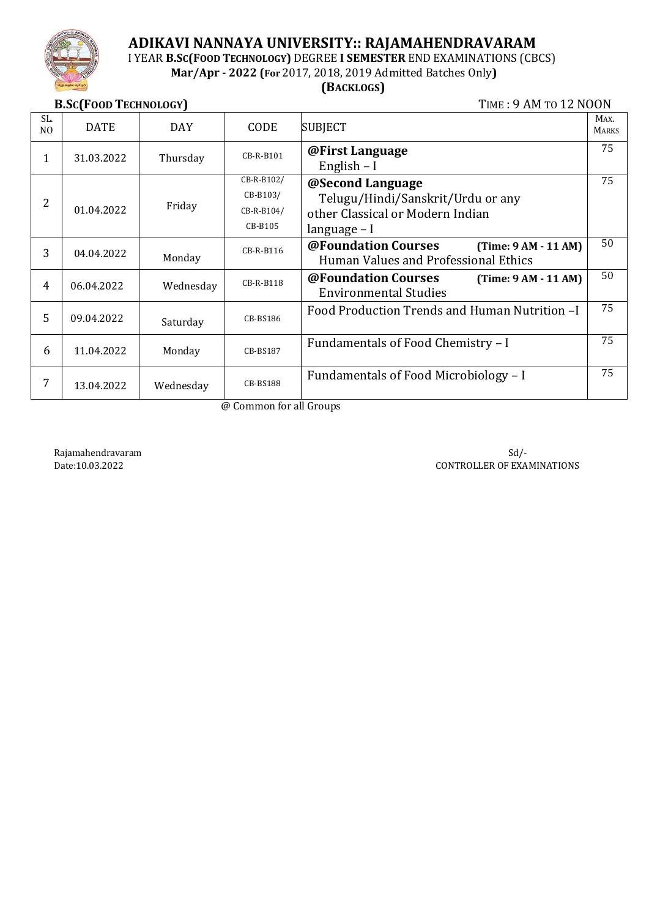# ADIKAVI NANNAYA UNIVERSITY:: RAJAMAHENDRAVARAM

I YEAR **B.SC(FOOD TECHNOLOGY)** DEGREE **I SEMESTER** END EXAMINATIONS (CBCS)

**Mar/Apr - 2022 (For** 2017, 2018, 2019 Admitted Batches Only**)**

**(BACKLOGS)**

**B.SC(FOOD TECHNOLOGY)** TIME : 9 AM TO 12 NOON

| SL. NO | DATE | DAY | CODE | SUBJECT | MAX. MARKS |
|---|---|---|---|---|---|
| 1 | 31.03.2022 | Thursday | CB-R-B101 | **@First Language** English – I | 75 |
| 2 | 01.04.2022 | Friday | CB-R-B102/ CB-B103/ CB-R-B104/ CB-B105 | **@Second Language** Telugu/Hindi/Sanskrit/Urdu or any other Classical or Modern Indian language – I | 75 |
| 3 | 04.04.2022 | Monday | CB-R-B116 | **@Foundation Courses** **(Time: 9 AM - 11 AM)** Human Values and Professional Ethics | 50 |
| 4 | 06.04.2022 | Wednesday | CB-R-B118 | **@Foundation Courses** **(Time: 9 AM - 11 AM)** Environmental Studies | 50 |
| 5 | 09.04.2022 | Saturday | CB-BS186 | Food Production Trends and Human Nutrition –I | 75 |
| 6 | 11.04.2022 | Monday | CB-BS187 | Fundamentals of Food Chemistry – I | 75 |
| 7 | 13.04.2022 | Wednesday | CB-BS188 | Fundamentals of Food Microbiology – I | 75 |

@ Common for all Groups

Rajamahendravaram
Date:10.03.2022

Sd/-
CONTROLLER OF EXAMINATIONS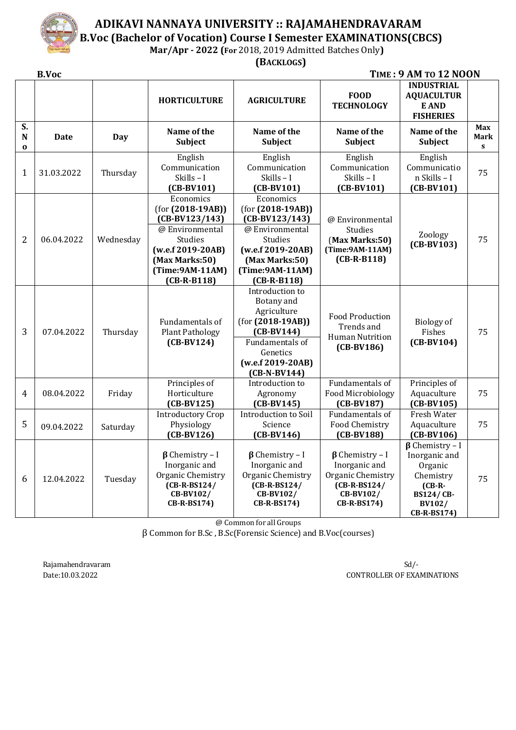# ADIKAVI NANNAYA UNIVERSITY :: RAJAMAHENDRAVARAM

## B.Voc (Bachelor of Vocation) Course I Semester EXAMINATIONS(CBCS)

**Mar/Apr - 2022 (For 2018, 2019 Admitted Batches Only)**

**(BACKLOGS)**

**B.Voc** **TIME : 9 AM TO 12 NOON**

| | | | HORTICULTURE | AGRICULTURE | FOOD TECHNOLOGY | INDUSTRIAL AQUACULTURE AND FISHERIES | |
|---|---|---|---|---|---|---|---|
| **S. No** | **Date** | **Day** | **Name of the Subject** | **Name of the Subject** | **Name of the Subject** | **Name of the Subject** | **Max Marks** |
| 1 | 31.03.2022 | Thursday | English Communication Skills – I **(CB-BV101)** | English Communication Skills – I **(CB-BV101)** | English Communication Skills – I **(CB-BV101)** | English Communication Skills – I **(CB-BV101)** | 75 |
| 2 | 06.04.2022 | Wednesday | Economics (for **(2018-19AB)**) **(CB-BV123/143)** @ Environmental Studies **(w.e.f 2019-20AB)** **(Max Marks:50)** **(Time:9AM-11AM)** **(CB-R-B118)** | Economics (for **(2018-19AB)**) **(CB-BV123/143)** @ Environmental Studies **(w.e.f 2019-20AB)** **(Max Marks:50)** **(Time:9AM-11AM)** **(CB-R-B118)** | @ Environmental Studies (**Max Marks:50**) **(Time:9AM-11AM)** **(CB-R-B118)** | Zoology **(CB-BV103)** | 75 |
| 3 | 07.04.2022 | Thursday | Fundamentals of Plant Pathology **(CB-BV124)** | Introduction to Botany and Agriculture (for **(2018-19AB)**) **(CB-BV144)** Fundamentals of Genetics **(w.e.f 2019-20AB)** **(CB-N-BV144)** | Food Production Trends and Human Nutrition **(CB-BV186)** | Biology of Fishes **(CB-BV104)** | 75 |
| 4 | 08.04.2022 | Friday | Principles of Horticulture **(CB-BV125)** | Introduction to Agronomy **(CB-BV145)** | Fundamentals of Food Microbiology **(CB-BV187)** | Principles of Aquaculture **(CB-BV105)** | 75 |
| 5 | 09.04.2022 | Saturday | Introductory Crop Physiology **(CB-BV126)** | Introduction to Soil Science **(CB-BV146)** | Fundamentals of Food Chemistry **(CB-BV188)** | Fresh Water Aquaculture **(CB-BV106)** | 75 |
| 6 | 12.04.2022 | Tuesday | **β** Chemistry – I Inorganic and Organic Chemistry **(CB-R-BS124/ CB-BV102/ CB-R-BS174)** | **β** Chemistry – I Inorganic and Organic Chemistry **(CB-R-BS124/ CB-BV102/ CB-R-BS174)** | **β** Chemistry – I Inorganic and Organic Chemistry **(CB-R-BS124/ CB-BV102/ CB-R-BS174)** | **β** Chemistry – I Inorganic and Organic Chemistry **(CB-R-BS124/ CB-BV102/ CB-R-BS174)** | 75 |

@ Common for all Groups

β Common for B.Sc , B.Sc(Forensic Science) and B.Voc(courses)

Rajamahendravaram
Date:10.03.2022

Sd/-
CONTROLLER OF EXAMINATIONS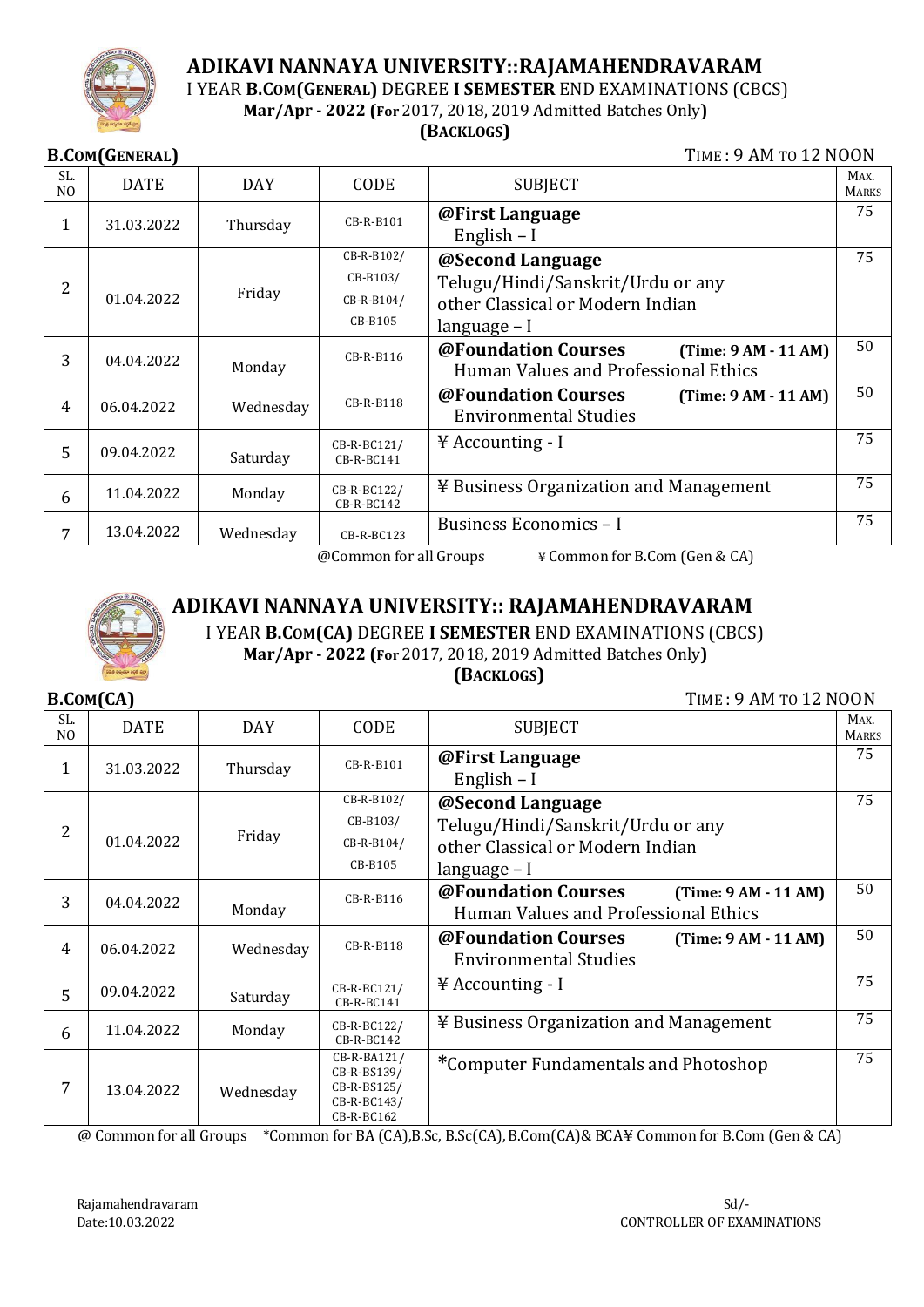# ADIKAVI NANNAYA UNIVERSITY::RAJAMAHENDRAVARAM

I YEAR **B.COM(GENERAL)** DEGREE **I SEMESTER** END EXAMINATIONS (CBCS)

**Mar/Apr - 2022 (For** 2017, 2018, 2019 Admitted Batches Only**)**

**(BACKLOGS)**

**B.COM(GENERAL)** TIME : 9 AM TO 12 NOON

| SL. NO | DATE | DAY | CODE | SUBJECT | MAX. MARKS |
|---|---|---|---|---|---|
| 1 | 31.03.2022 | Thursday | CB-R-B101 | **@First Language** English – I | 75 |
| 2 | 01.04.2022 | Friday | CB-R-B102/ CB-B103/ CB-R-B104/ CB-B105 | **@Second Language** Telugu/Hindi/Sanskrit/Urdu or any other Classical or Modern Indian language – I | 75 |
| 3 | 04.04.2022 | Monday | CB-R-B116 | **@Foundation Courses (Time: 9 AM - 11 AM)** Human Values and Professional Ethics | 50 |
| 4 | 06.04.2022 | Wednesday | CB-R-B118 | **@Foundation Courses (Time: 9 AM - 11 AM)** Environmental Studies | 50 |
| 5 | 09.04.2022 | Saturday | CB-R-BC121/ CB-R-BC141 | ¥ Accounting - I | 75 |
| 6 | 11.04.2022 | Monday | CB-R-BC122/ CB-R-BC142 | ¥ Business Organization and Management | 75 |
| 7 | 13.04.2022 | Wednesday | CB-R-BC123 | Business Economics – I | 75 |

@Common for all Groups ¥ Common for B.Com (Gen & CA)

# ADIKAVI NANNAYA UNIVERSITY:: RAJAMAHENDRAVARAM

I YEAR **B.COM(CA)** DEGREE **I SEMESTER** END EXAMINATIONS (CBCS)

**Mar/Apr - 2022 (For** 2017, 2018, 2019 Admitted Batches Only**)**

**(BACKLOGS)**

**B.COM(CA)** TIME : 9 AM TO 12 NOON

| SL. NO | DATE | DAY | CODE | SUBJECT | MAX. MARKS |
|---|---|---|---|---|---|
| 1 | 31.03.2022 | Thursday | CB-R-B101 | **@First Language** English – I | 75 |
| 2 | 01.04.2022 | Friday | CB-R-B102/ CB-B103/ CB-R-B104/ CB-B105 | **@Second Language** Telugu/Hindi/Sanskrit/Urdu or any other Classical or Modern Indian language – I | 75 |
| 3 | 04.04.2022 | Monday | CB-R-B116 | **@Foundation Courses (Time: 9 AM - 11 AM)** Human Values and Professional Ethics | 50 |
| 4 | 06.04.2022 | Wednesday | CB-R-B118 | **@Foundation Courses (Time: 9 AM - 11 AM)** Environmental Studies | 50 |
| 5 | 09.04.2022 | Saturday | CB-R-BC121/ CB-R-BC141 | ¥ Accounting - I | 75 |
| 6 | 11.04.2022 | Monday | CB-R-BC122/ CB-R-BC142 | ¥ Business Organization and Management | 75 |
| 7 | 13.04.2022 | Wednesday | CB-R-BA121/ CB-R-BS139/ CB-R-BS125/ CB-R-BC143/ CB-R-BC162 | **\***Computer Fundamentals and Photoshop | 75 |

@ Common for all Groups *Common for BA (CA),B.Sc, B.Sc(CA), B.Com(CA)& BCA¥ Common for B.Com (Gen & CA)

Rajamahendravaram
Date:10.03.2022

Sd/-
CONTROLLER OF EXAMINATIONS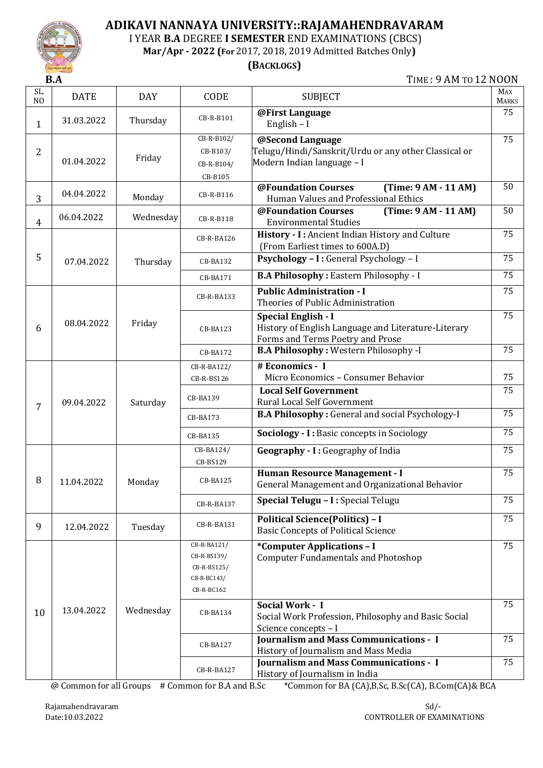# ADIKAVI NANNAYA UNIVERSITY::RAJAMAHENDRAVARAM

I YEAR **B.A** DEGREE **I SEMESTER** END EXAMINATIONS (CBCS)

**Mar/Apr - 2022 (For** 2017, 2018, 2019 Admitted Batches Only**)**

**(BACKLOGS)**

**B.A** TIME : 9 AM TO 12 NOON

| SL. NO | DATE | DAY | CODE | SUBJECT | MAX MARKS |
|---|---|---|---|---|---|
| 1 | 31.03.2022 | Thursday | CB-R-B101 | **@First Language** English – I | 75 |
| 2 | 01.04.2022 | Friday | CB-R-B102/ CB-B103/ CB-R-B104/ CB-B105 | **@Second Language** Telugu/Hindi/Sanskrit/Urdu or any other Classical or Modern Indian language – I | 75 |
| 3 | 04.04.2022 | Monday | CB-R-B116 | **@Foundation Courses (Time: 9 AM - 11 AM)** Human Values and Professional Ethics | 50 |
| 4 | 06.04.2022 | Wednesday | CB-R-B118 | **@Foundation Courses (Time: 9 AM - 11 AM)** Environmental Studies | 50 |
| 5 | 07.04.2022 | Thursday | CB-R-BA126 | **History - I :** Ancient Indian History and Culture (From Earliest times to 600A.D) | 75 |
| | | | CB-BA132 | **Psychology – I :** General Psychology – I | 75 |
| | | | CB-BA171 | **B.A Philosophy :** Eastern Philosophy - I | 75 |
| 6 | 08.04.2022 | Friday | CB-R-BA133 | **Public Administration - I** Theories of Public Administration | 75 |
| | | | CB-BA123 | **Special English - I** History of English Language and Literature-Literary Forms and Terms Poetry and Prose | 75 |
| | | | CB-BA172 | **B.A Philosophy :** Western Philosophy -I | 75 |
| 7 | 09.04.2022 | Saturday | CB-R-BA122/ CB-R-BS126 | **# Economics - I** Micro Economics – Consumer Behavior | 75 |
| | | | CB-BA139 | **Local Self Government** Rural Local Self Government | 75 |
| | | | CB-BA173 | **B.A Philosophy :** General and social Psychology-I | 75 |
| | | | CB-BA135 | **Sociology - I :** Basic concepts in Sociology | 75 |
| 8 | 11.04.2022 | Monday | CB-BA124/ CB-BS129 | **Geography - I :** Geography of India | 75 |
| | | | CB-BA125 | **Human Resource Management - I** General Management and Organizational Behavior | 75 |
| | | | CB-R-BA137 | **Special Telugu – I :** Special Telugu | 75 |
| 9 | 12.04.2022 | Tuesday | CB-R-BA131 | **Political Science(Politics) – I** Basic Concepts of Political Science | 75 |
| 10 | 13.04.2022 | Wednesday | CB-R-BA121/ CB-R-BS139/ CB-R-BS125/ CB-R-BC143/ CB-R-BC162 | ***Computer Applications – I** Computer Fundamentals and Photoshop | 75 |
| | | | CB-BA134 | **Social Work - I** Social Work Profession, Philosophy and Basic Social Science concepts – I | 75 |
| | | | CB-BA127 | **Journalism and Mass Communications - I** History of Journalism and Mass Media | 75 |
| | | | CB-R-BA127 | **Journalism and Mass Communications - I** History of Journalism in India | 75 |

@ Common for all Groups # Common for B.A and B.Sc *Common for BA (CA),B.Sc, B.Sc(CA), B.Com(CA)& BCA

Rajamahendravaram
Date:10.03.2022

Sd/-
CONTROLLER OF EXAMINATIONS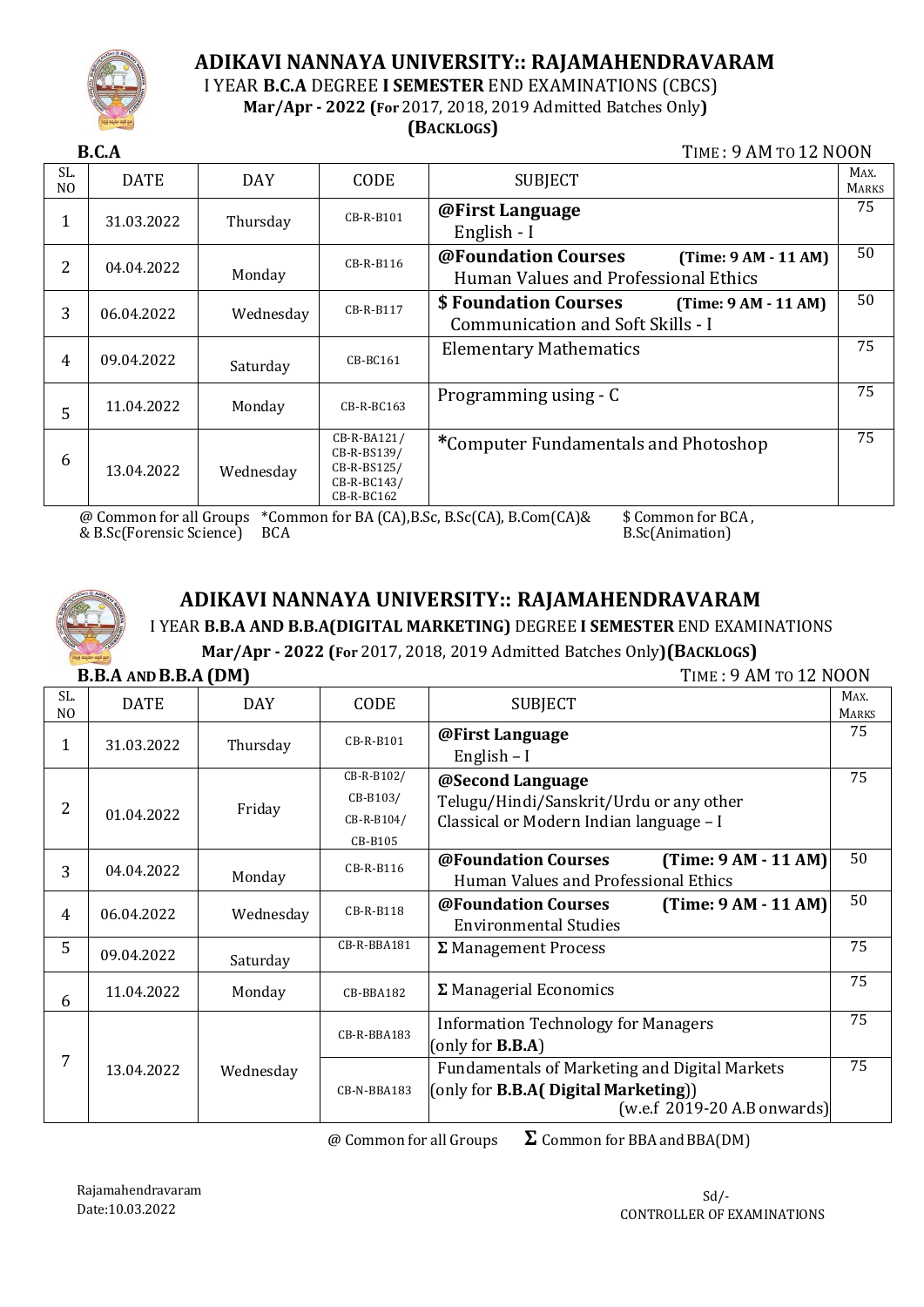## ADIKAVI NANNAYA UNIVERSITY:: RAJAMAHENDRAVARAM

I YEAR **B.C.A** DEGREE **I SEMESTER** END EXAMINATIONS (CBCS)

**Mar/Apr - 2022 (For** 2017, 2018, 2019 Admitted Batches Only**)**

**(BACKLOGS)**

**B.C.A** TIME : 9 AM TO 12 NOON

| SL. NO | DATE | DAY | CODE | SUBJECT | MAX. MARKS |
|---|---|---|---|---|---|
| 1 | 31.03.2022 | Thursday | CB-R-B101 | **@First Language** English - I | 75 |
| 2 | 04.04.2022 | Monday | CB-R-B116 | **@Foundation Courses (Time: 9 AM - 11 AM)** Human Values and Professional Ethics | 50 |
| 3 | 06.04.2022 | Wednesday | CB-R-B117 | **$ Foundation Courses (Time: 9 AM - 11 AM)** Communication and Soft Skills - I | 50 |
| 4 | 09.04.2022 | Saturday | CB-BC161 | Elementary Mathematics | 75 |
| 5 | 11.04.2022 | Monday | CB-R-BC163 | Programming using - C | 75 |
| 6 | 13.04.2022 | Wednesday | CB-R-BA121/ CB-R-BS139/ CB-R-BS125/ CB-R-BC143/ CB-R-BC162 | ***Computer Fundamentals and Photoshop** | 75 |

@ Common for all Groups & B.Sc(Forensic Science) *Common for BA (CA),B.Sc, B.Sc(CA), B.Com(CA)& BCA $ Common for BCA , B.Sc(Animation)

## ADIKAVI NANNAYA UNIVERSITY:: RAJAMAHENDRAVARAM

I YEAR **B.B.A AND B.B.A(DIGITAL MARKETING)** DEGREE **I SEMESTER** END EXAMINATIONS

**Mar/Apr - 2022 (For** 2017, 2018, 2019 Admitted Batches Only**)(BACKLOGS)**

**B.B.A AND B.B.A (DM)** TIME : 9 AM TO 12 NOON

| SL. NO | DATE | DAY | CODE | SUBJECT | MAX. MARKS |
|---|---|---|---|---|---|
| 1 | 31.03.2022 | Thursday | CB-R-B101 | **@First Language** English – I | 75 |
| 2 | 01.04.2022 | Friday | CB-R-B102/ CB-B103/ CB-R-B104/ CB-B105 | **@Second Language** Telugu/Hindi/Sanskrit/Urdu or any other Classical or Modern Indian language – I | 75 |
| 3 | 04.04.2022 | Monday | CB-R-B116 | **@Foundation Courses (Time: 9 AM - 11 AM)** Human Values and Professional Ethics | 50 |
| 4 | 06.04.2022 | Wednesday | CB-R-B118 | **@Foundation Courses (Time: 9 AM - 11 AM)** Environmental Studies | 50 |
| 5 | 09.04.2022 | Saturday | CB-R-BBA181 | **Σ** Management Process | 75 |
| 6 | 11.04.2022 | Monday | CB-BBA182 | **Σ** Managerial Economics | 75 |
| 7 | 13.04.2022 | Wednesday | CB-R-BBA183 | Information Technology for Managers (only for **B.B.A**) | 75 |
| | | | CB-N-BBA183 | Fundamentals of Marketing and Digital Markets (only for **B.B.A( Digital Marketing)**) (w.e.f 2019-20 A.B onwards) | 75 |

@ Common for all Groups **Σ** Common for BBA and BBA(DM)

Rajamahendravaram
Date:10.03.2022

Sd/-
CONTROLLER OF EXAMINATIONS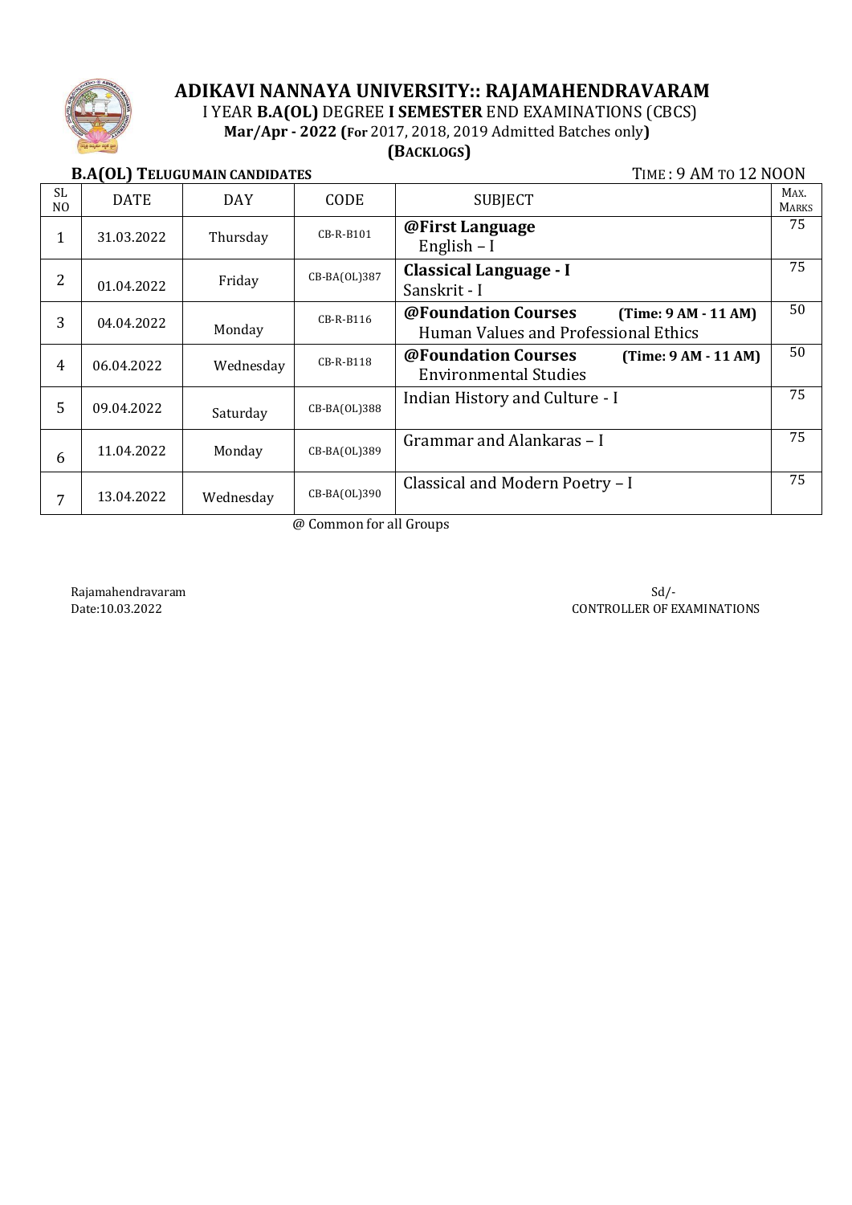# ADIKAVI NANNAYA UNIVERSITY:: RAJAMAHENDRAVARAM

I YEAR **B.A(OL)** DEGREE **I SEMESTER** END EXAMINATIONS (CBCS)

**Mar/Apr - 2022 (For** 2017, 2018, 2019 Admitted Batches only**)**

**(BACKLOGS)**

**B.A(OL) TELUGU MAIN CANDIDATES** TIME : 9 AM TO 12 NOON

| SL NO | DATE | DAY | CODE | SUBJECT | MAX. MARKS |
|---|---|---|---|---|---|
| 1 | 31.03.2022 | Thursday | CB-R-B101 | **@First Language** English – I | 75 |
| 2 | 01.04.2022 | Friday | CB-BA(OL)387 | **Classical Language - I** Sanskrit - I | 75 |
| 3 | 04.04.2022 | Monday | CB-R-B116 | **@Foundation Courses (Time: 9 AM - 11 AM)** Human Values and Professional Ethics | 50 |
| 4 | 06.04.2022 | Wednesday | CB-R-B118 | **@Foundation Courses (Time: 9 AM - 11 AM)** Environmental Studies | 50 |
| 5 | 09.04.2022 | Saturday | CB-BA(OL)388 | Indian History and Culture - I | 75 |
| 6 | 11.04.2022 | Monday | CB-BA(OL)389 | Grammar and Alankaras – I | 75 |
| 7 | 13.04.2022 | Wednesday | CB-BA(OL)390 | Classical and Modern Poetry – I | 75 |

@ Common for all Groups

Rajamahendravaram
Date:10.03.2022

Sd/-
CONTROLLER OF EXAMINATIONS